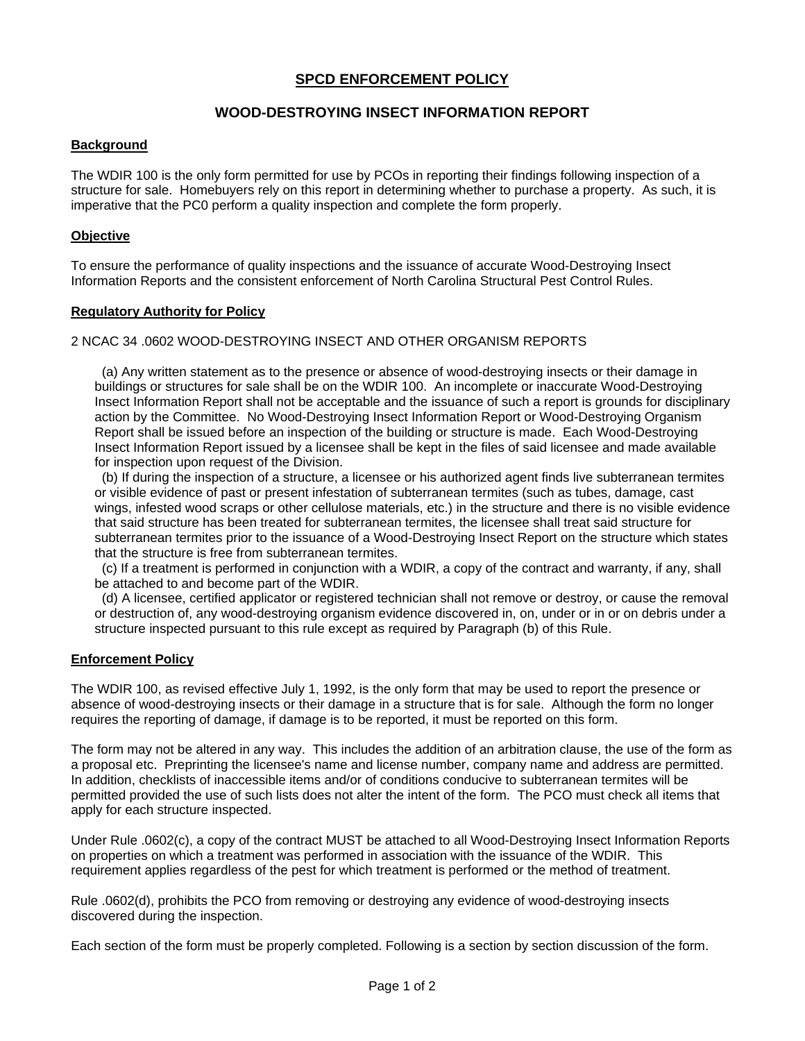# SPCD ENFORCEMENT POLICY

## WOOD-DESTROYING INSECT INFORMATION REPORT

### Background

The WDIR 100 is the only form permitted for use by PCOs in reporting their findings following inspection of a structure for sale. Homebuyers rely on this report in determining whether to purchase a property. As such, it is imperative that the PC0 perform a quality inspection and complete the form properly.

### Objective

To ensure the performance of quality inspections and the issuance of accurate Wood-Destroying Insect Information Reports and the consistent enforcement of North Carolina Structural Pest Control Rules.

### Regulatory Authority for Policy

2 NCAC 34 .0602 WOOD-DESTROYING INSECT AND OTHER ORGANISM REPORTS

(a) Any written statement as to the presence or absence of wood-destroying insects or their damage in buildings or structures for sale shall be on the WDIR 100. An incomplete or inaccurate Wood-Destroying Insect Information Report shall not be acceptable and the issuance of such a report is grounds for disciplinary action by the Committee. No Wood-Destroying Insect Information Report or Wood-Destroying Organism Report shall be issued before an inspection of the building or structure is made. Each Wood-Destroying Insect Information Report issued by a licensee shall be kept in the files of said licensee and made available for inspection upon request of the Division.

(b) If during the inspection of a structure, a licensee or his authorized agent finds live subterranean termites or visible evidence of past or present infestation of subterranean termites (such as tubes, damage, cast wings, infested wood scraps or other cellulose materials, etc.) in the structure and there is no visible evidence that said structure has been treated for subterranean termites, the licensee shall treat said structure for subterranean termites prior to the issuance of a Wood-Destroying Insect Report on the structure which states that the structure is free from subterranean termites.

(c) If a treatment is performed in conjunction with a WDIR, a copy of the contract and warranty, if any, shall be attached to and become part of the WDIR.

(d) A licensee, certified applicator or registered technician shall not remove or destroy, or cause the removal or destruction of, any wood-destroying organism evidence discovered in, on, under or in or on debris under a structure inspected pursuant to this rule except as required by Paragraph (b) of this Rule.

### Enforcement Policy

The WDIR 100, as revised effective July 1, 1992, is the only form that may be used to report the presence or absence of wood-destroying insects or their damage in a structure that is for sale. Although the form no longer requires the reporting of damage, if damage is to be reported, it must be reported on this form.

The form may not be altered in any way. This includes the addition of an arbitration clause, the use of the form as a proposal etc. Preprinting the licensee's name and license number, company name and address are permitted. In addition, checklists of inaccessible items and/or of conditions conducive to subterranean termites will be permitted provided the use of such lists does not alter the intent of the form. The PCO must check all items that apply for each structure inspected.

Under Rule .0602(c), a copy of the contract MUST be attached to all Wood-Destroying Insect Information Reports on properties on which a treatment was performed in association with the issuance of the WDIR. This requirement applies regardless of the pest for which treatment is performed or the method of treatment.

Rule .0602(d), prohibits the PCO from removing or destroying any evidence of wood-destroying insects discovered during the inspection.

Each section of the form must be properly completed. Following is a section by section discussion of the form.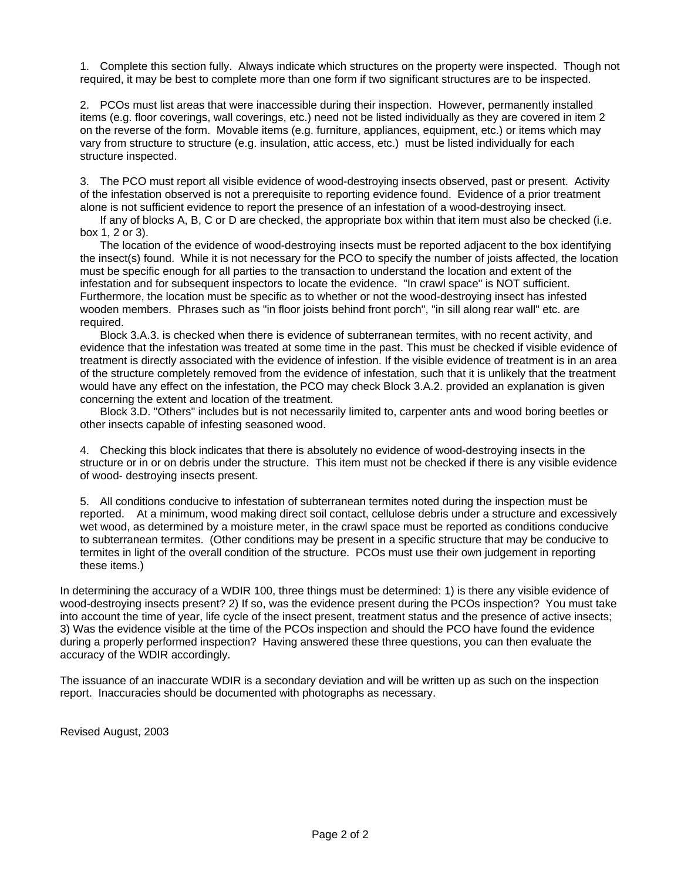1. Complete this section fully. Always indicate which structures on the property were inspected. Though not required, it may be best to complete more than one form if two significant structures are to be inspected.

2. PCOs must list areas that were inaccessible during their inspection. However, permanently installed items (e.g. floor coverings, wall coverings, etc.) need not be listed individually as they are covered in item 2 on the reverse of the form. Movable items (e.g. furniture, appliances, equipment, etc.) or items which may vary from structure to structure (e.g. insulation, attic access, etc.) must be listed individually for each structure inspected.

3. The PCO must report all visible evidence of wood-destroying insects observed, past or present. Activity of the infestation observed is not a prerequisite to reporting evidence found. Evidence of a prior treatment alone is not sufficient evidence to report the presence of an infestation of a wood-destroying insect.

If any of blocks A, B, C or D are checked, the appropriate box within that item must also be checked (i.e. box 1, 2 or 3).

The location of the evidence of wood-destroying insects must be reported adjacent to the box identifying the insect(s) found. While it is not necessary for the PCO to specify the number of joists affected, the location must be specific enough for all parties to the transaction to understand the location and extent of the infestation and for subsequent inspectors to locate the evidence. "In crawl space" is NOT sufficient. Furthermore, the location must be specific as to whether or not the wood-destroying insect has infested wooden members. Phrases such as "in floor joists behind front porch", "in sill along rear wall" etc. are required.

Block 3.A.3. is checked when there is evidence of subterranean termites, with no recent activity, and evidence that the infestation was treated at some time in the past. This must be checked if visible evidence of treatment is directly associated with the evidence of infestion. If the visible evidence of treatment is in an area of the structure completely removed from the evidence of infestation, such that it is unlikely that the treatment would have any effect on the infestation, the PCO may check Block 3.A.2. provided an explanation is given concerning the extent and location of the treatment.

Block 3.D. "Others" includes but is not necessarily limited to, carpenter ants and wood boring beetles or other insects capable of infesting seasoned wood.

4. Checking this block indicates that there is absolutely no evidence of wood-destroying insects in the structure or in or on debris under the structure. This item must not be checked if there is any visible evidence of wood- destroying insects present.

5. All conditions conducive to infestation of subterranean termites noted during the inspection must be reported. At a minimum, wood making direct soil contact, cellulose debris under a structure and excessively wet wood, as determined by a moisture meter, in the crawl space must be reported as conditions conducive to subterranean termites. (Other conditions may be present in a specific structure that may be conducive to termites in light of the overall condition of the structure. PCOs must use their own judgement in reporting these items.)

In determining the accuracy of a WDIR 100, three things must be determined: 1) is there any visible evidence of wood-destroying insects present? 2) If so, was the evidence present during the PCOs inspection? You must take into account the time of year, life cycle of the insect present, treatment status and the presence of active insects; 3) Was the evidence visible at the time of the PCOs inspection and should the PCO have found the evidence during a properly performed inspection? Having answered these three questions, you can then evaluate the accuracy of the WDIR accordingly.

The issuance of an inaccurate WDIR is a secondary deviation and will be written up as such on the inspection report. Inaccuracies should be documented with photographs as necessary.

Revised August, 2003